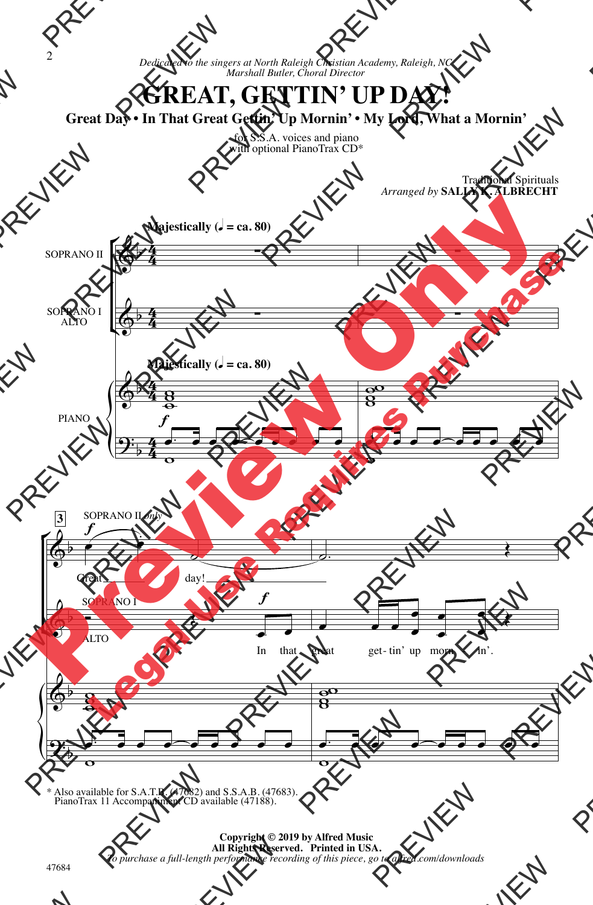*Dedicated to the singers at North Raleigh Christian Academy, Raleigh, NC*
*Marshall Butler, Choral Director*

# GREAT, GETTIN' UP DAY!

## Great Day • In That Great Gettin' Up Mornin' • My Lord, What a Mornin'

for S.S.A. voices and piano
with optional PianoTrax CD*

Traditional Spirituals
*Arranged by* **SALLY K. ALBRECHT**

**Majestically (♩ = ca. 80)**

SOPRANO II

SOPRANO I
ALTO

PIANO

*f*

3

SOPRANO II *only*

*f*

Great day!

SOPRANO I

ALTO

*f*

In that great get- tin' up morn - in'.

\* Also available for S.A.T.B. (47682) and S.S.A.B. (47683).
PianoTrax 11 Accompaniment CD available (47188).

**Copyright © 2019 by Alfred Music**
**All Rights Reserved. Printed in USA.**
*To purchase a full-length performance recording of this piece, go to alfred.com/downloads*

47684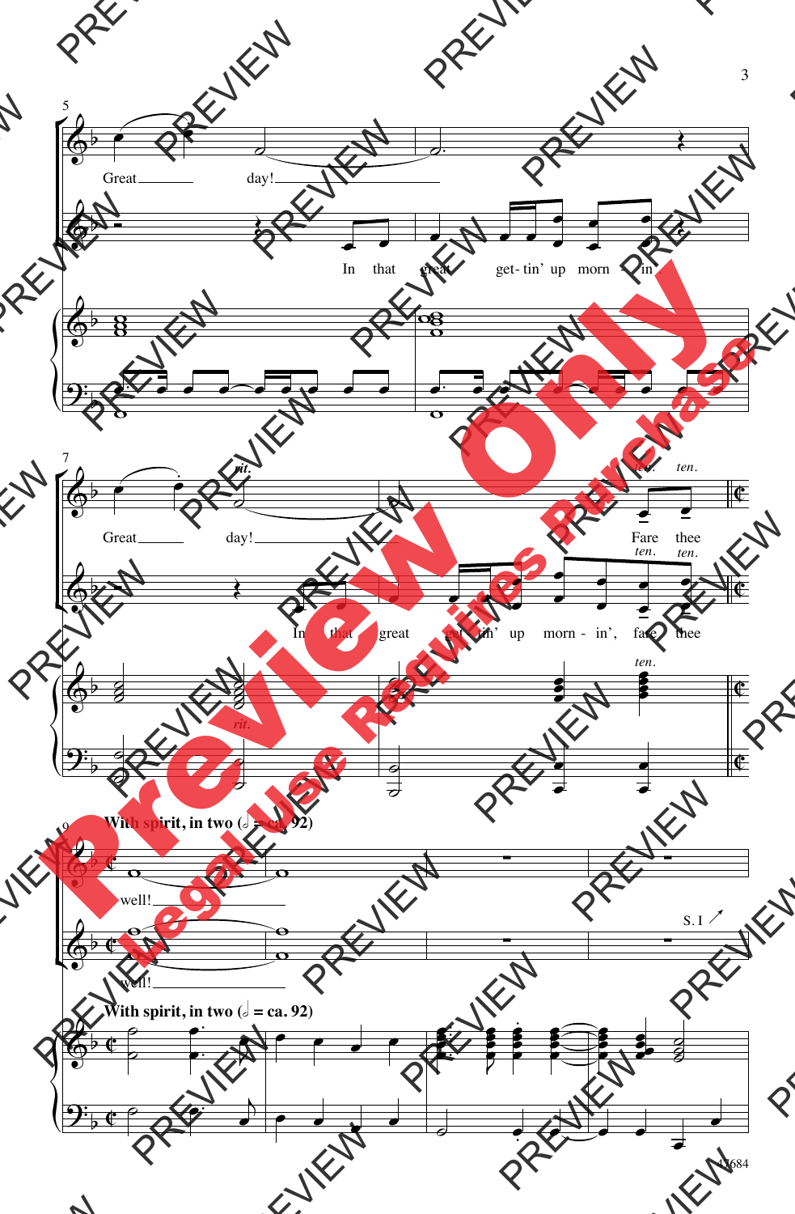5

Great day!

In that great get-tin' up morn - in',

7

*rit.*

Great day!

*ten.* *ten.*

Fare thee

In that great get-tin' up morn - in', fare thee

9 **With spirit, in two (𝅗𝅥 = ca. 92)**

well!

well!

S. I

**With spirit, in two (𝅗𝅥 = ca. 92)**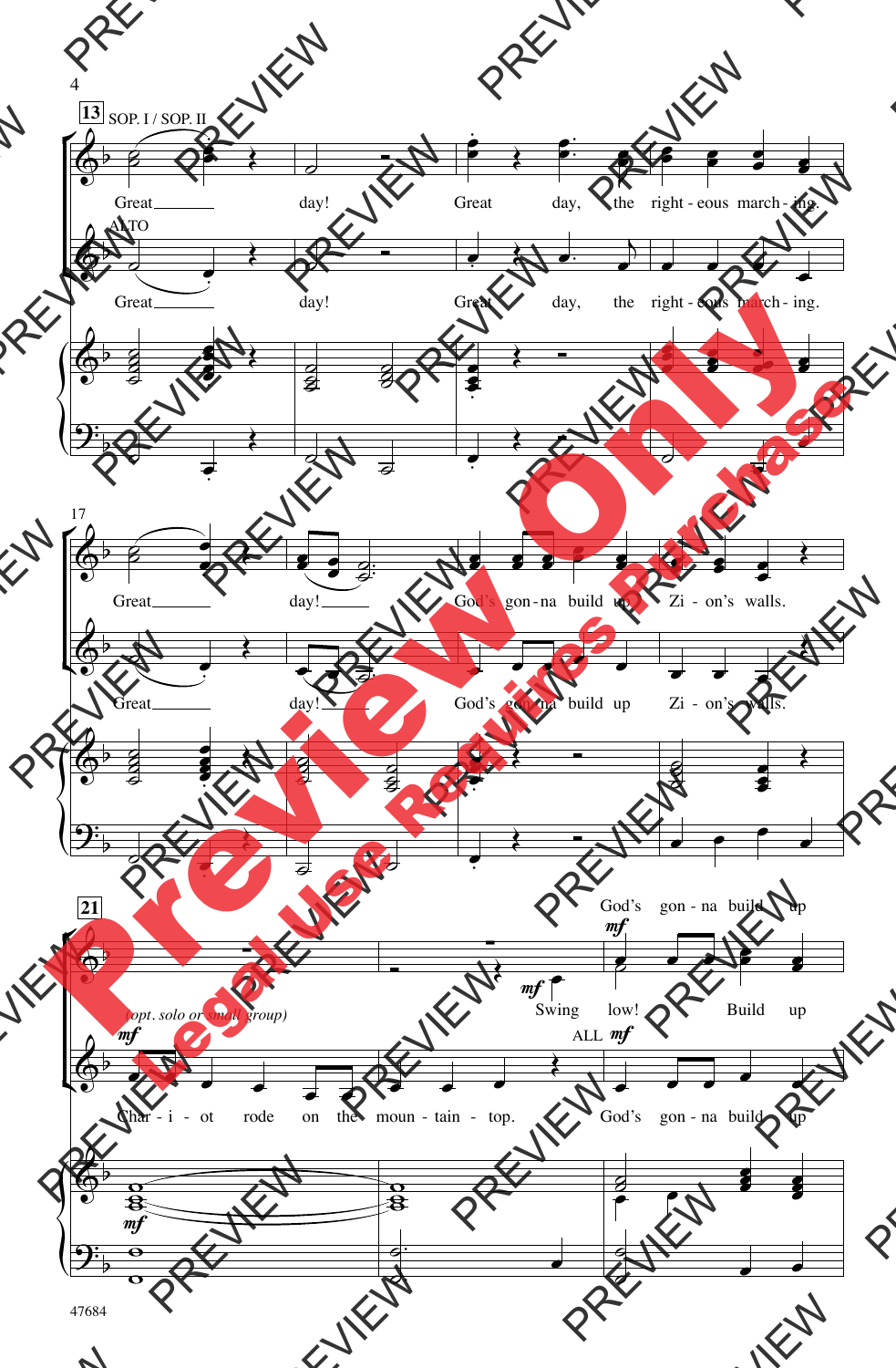13 SOP. I / SOP. II

Great day! Great day, the right - eous march - ing.

ALTO

Great day! Great day, the right - eous march - ing.

17

Great day! God's gon - na build up Zi - on's walls.

Great day! God's gon - na build up Zi - on's walls.

21

*mf* Swing low! *mf* God's gon - na build up

Build up

*(opt. solo or small group)*

*mf* Char - i - ot rode on the moun - tain - top. ALL *mf* God's gon - na build up

47684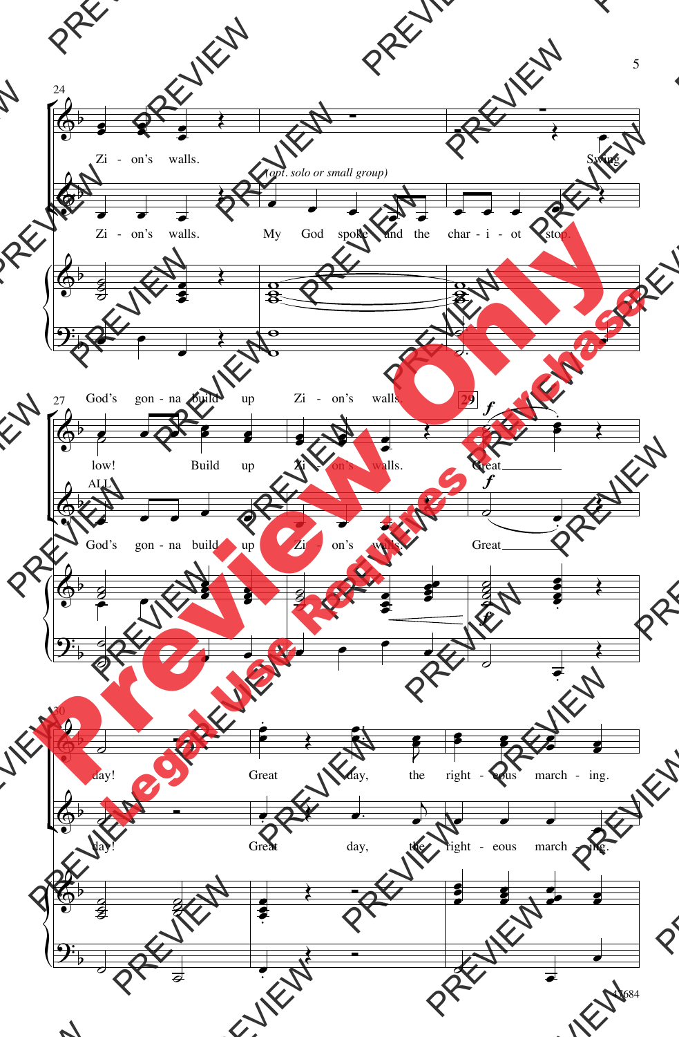24

Zi - on's walls. Swing

*(opt. solo or small group)*

Zi - on's walls. My God spoke and the char - i - ot stop.

27

God's gon - na build up Zi - on's walls.

29

low! Build up Zi - on's walls. Great

ALL

God's gon - na build up Zi - on's walls. Great

30

day! Great day, the right - eous march - ing.

day! Great day, the right - eous march - ing.

47684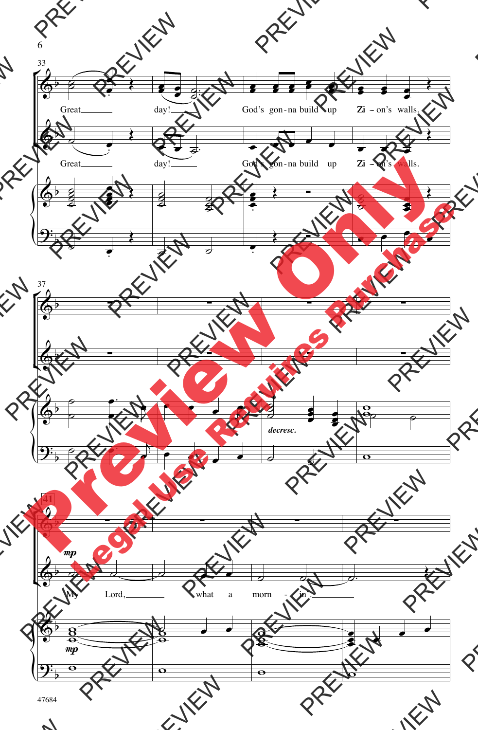33

Great day! God's gon-na build up Zi – on's walls.

Great day! God's gon-na build up Zi – on's walls.

37

*decresc.*

41

*mp*

My Lord, what a morn - in'.

*mp*

47684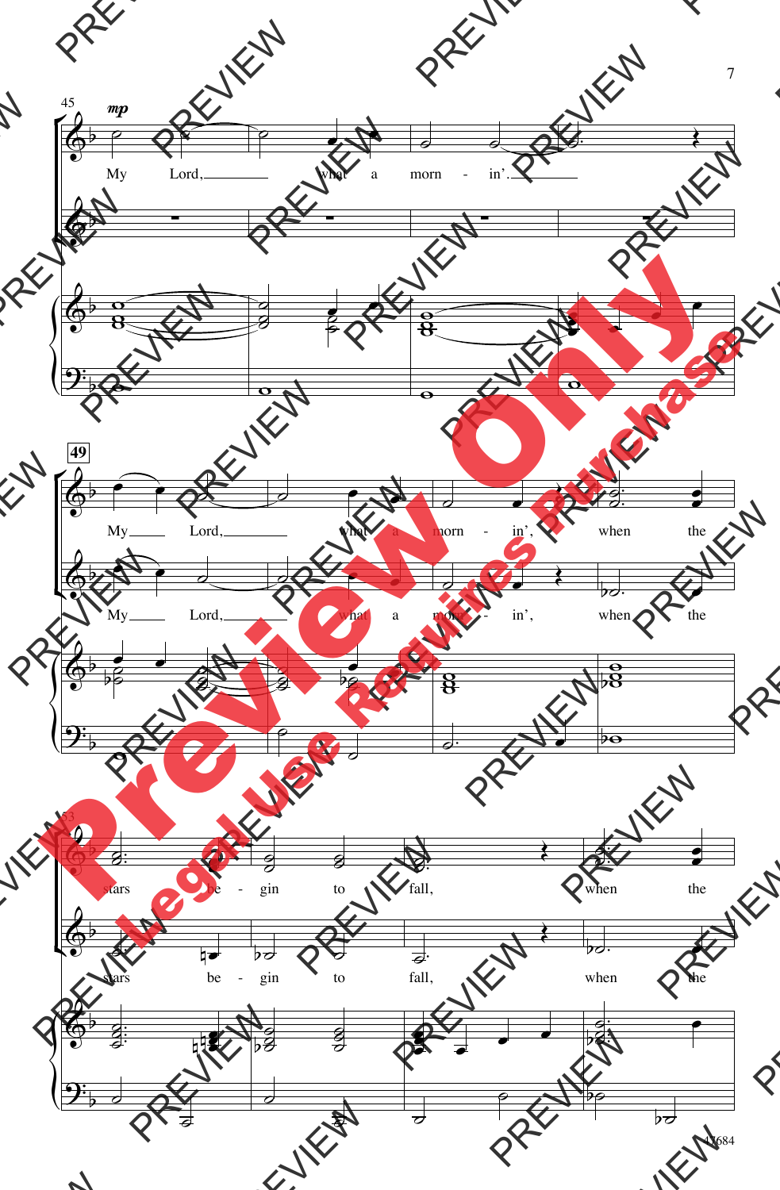45

*mp*

My Lord, what a morn - in'.

49

My Lord, what a morn - in', when the

My Lord, what a morn - in', when the

53

stars be - gin to fall, when the

stars be - gin to fall, when the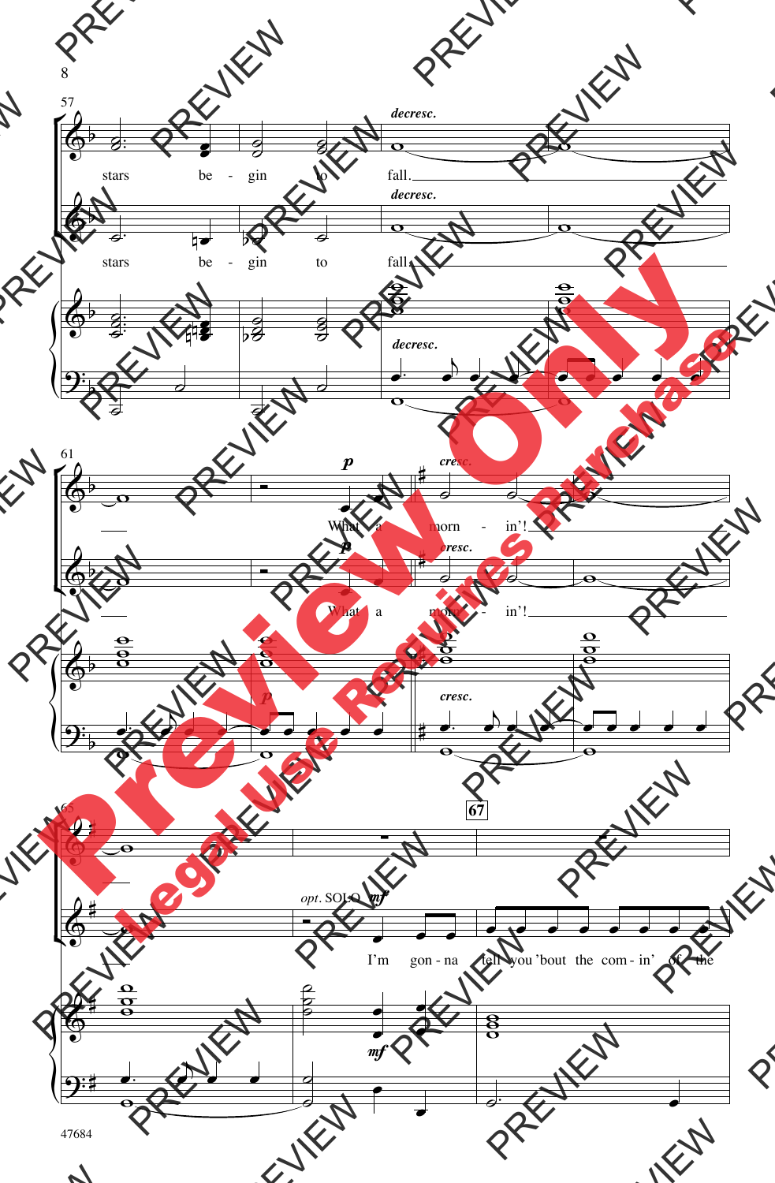57

*decresc.*

stars be - gin to fall.

*decresc.*

stars be - gin to fall.

*decresc.*

61

*p*

*cresc.*

What a morn - in'!

*p*

*cresc.*

What a morn - in'!

*p*

*cresc.*

65

67

*opt.* SOLO *mf*

I'm gon - na tell you 'bout the com - in' of the

*mf*

47684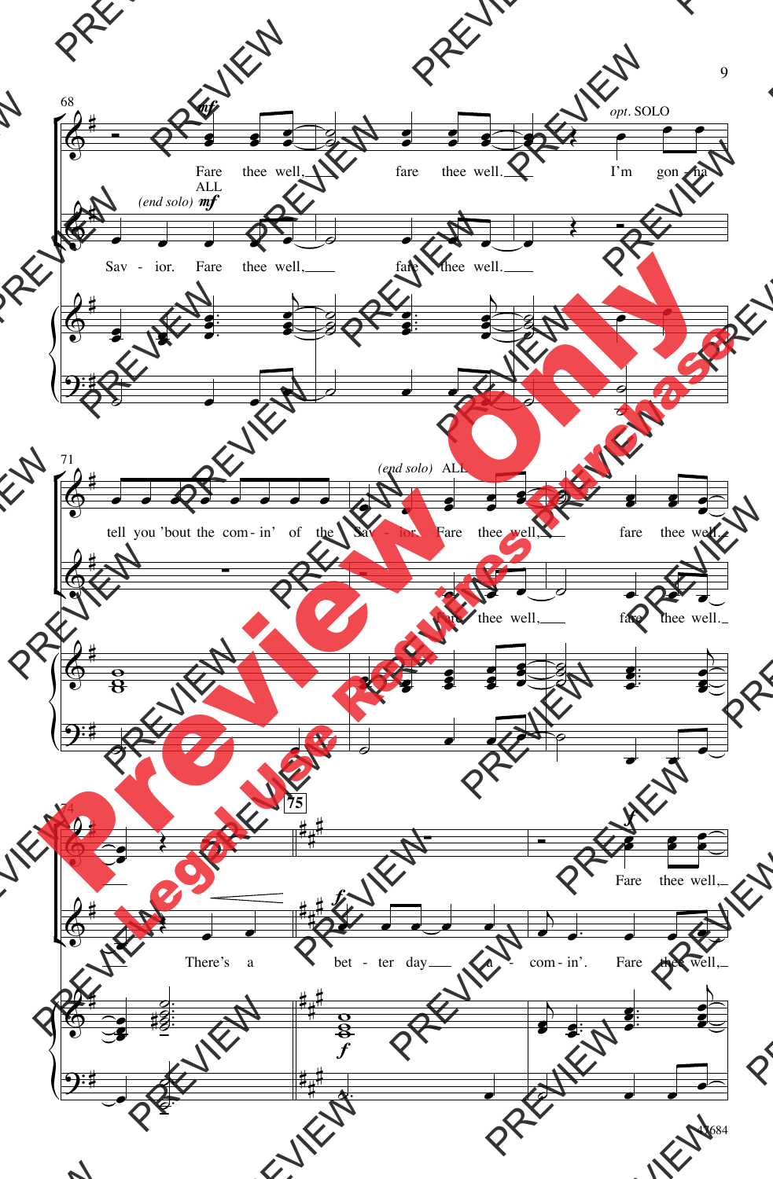68

*mf*

Fare thee well, fare thee well.

*opt.* SOLO

I'm gon - na

ALL

*(end solo)* *mf*

Sav - ior. Fare thee well, fare thee well.

71

tell you 'bout the com - in' of the Sav - ior.

*(end solo)* ALL

Fare thee well, fare thee well.

Fare thee well, fare thee well.

74

**75**

*f*

Fare thee well,

There's a

*f*

bet - ter day a - com - in'. Fare thee well,

*f*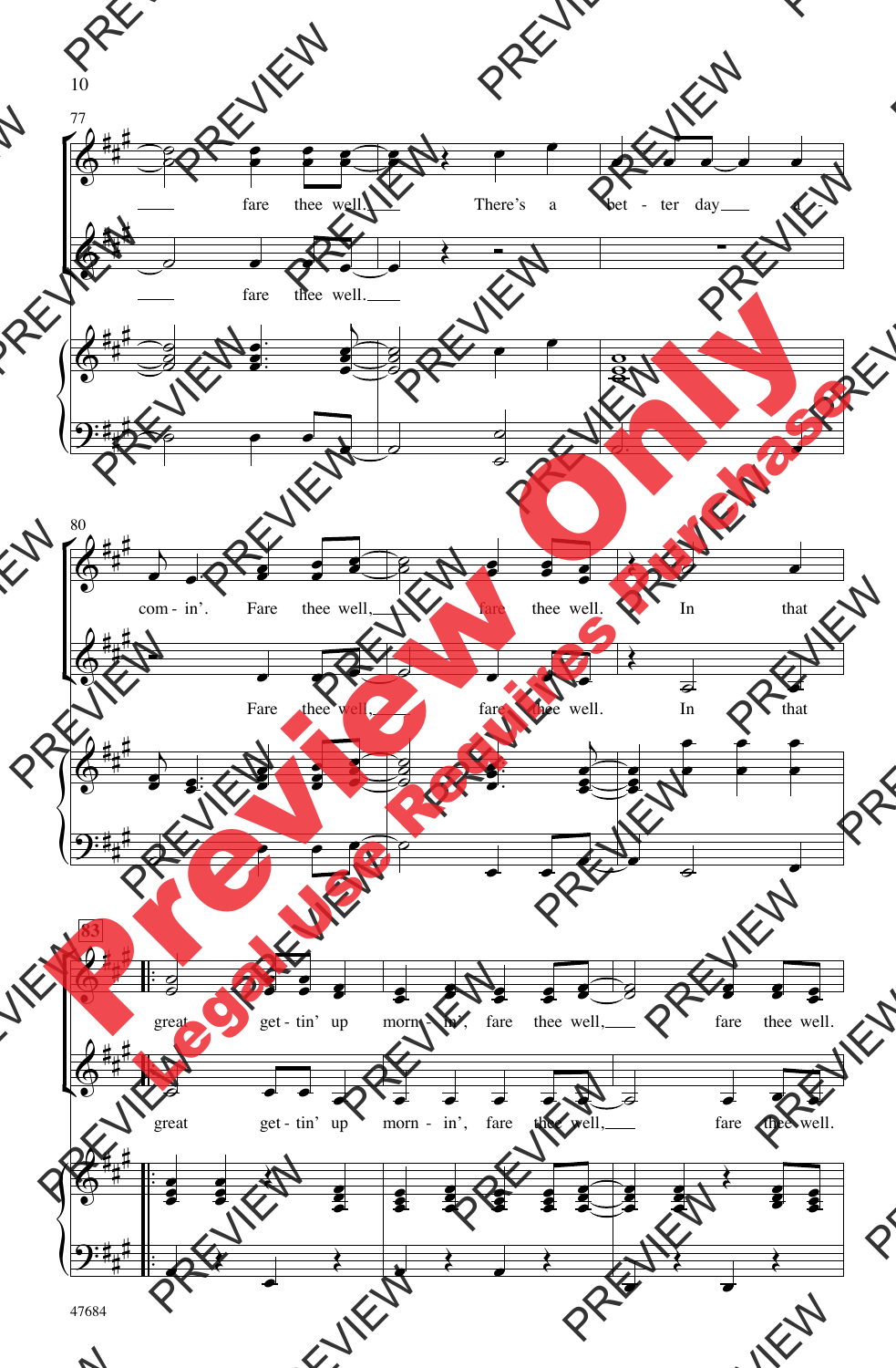77

fare thee well. There's a bet - ter day a -

fare thee well.

80

com - in'. Fare thee well, fare thee well. In that

Fare thee well, fare thee well. In that

83

great get - tin' up morn - in', fare thee well, fare thee well.

great get - tin' up morn - in', fare thee well, fare thee well.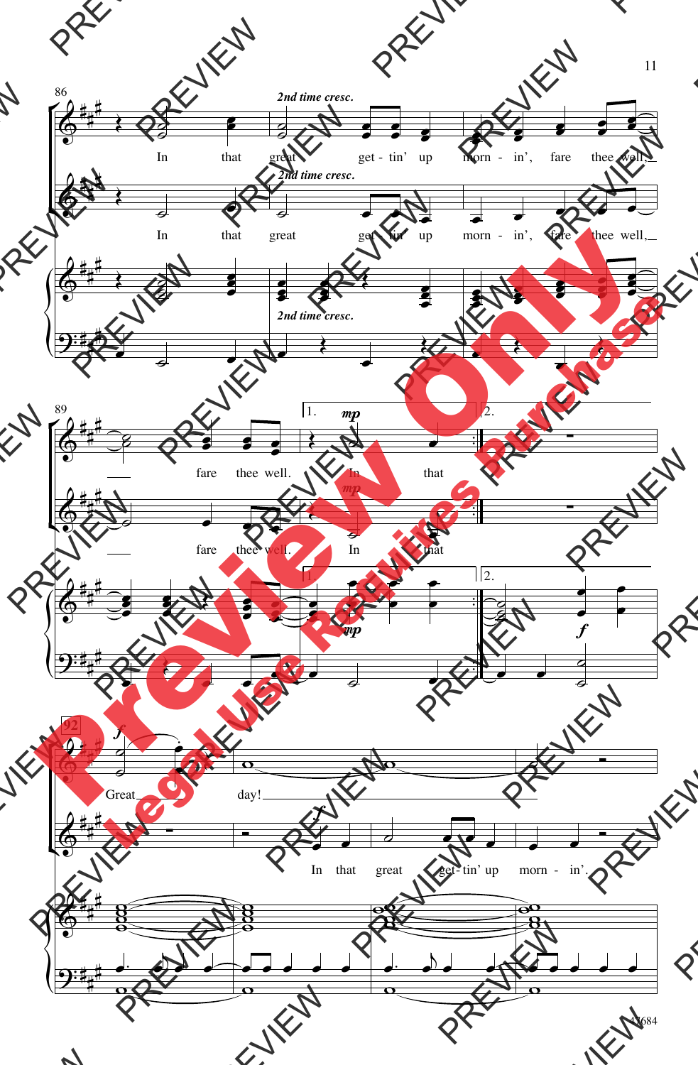86

*2nd time cresc.*

In that great get - tin' up morn - in', fare thee well, fare thee well.

In that great get - tin' up morn - in', fare thee well, fare thee well.

*2nd time cresc.*

89

1. *mp* In that

2.

*mp* In that

*mp*

*f*

92

*f* Great day!

*f* In that great get - tin' up morn - in'.